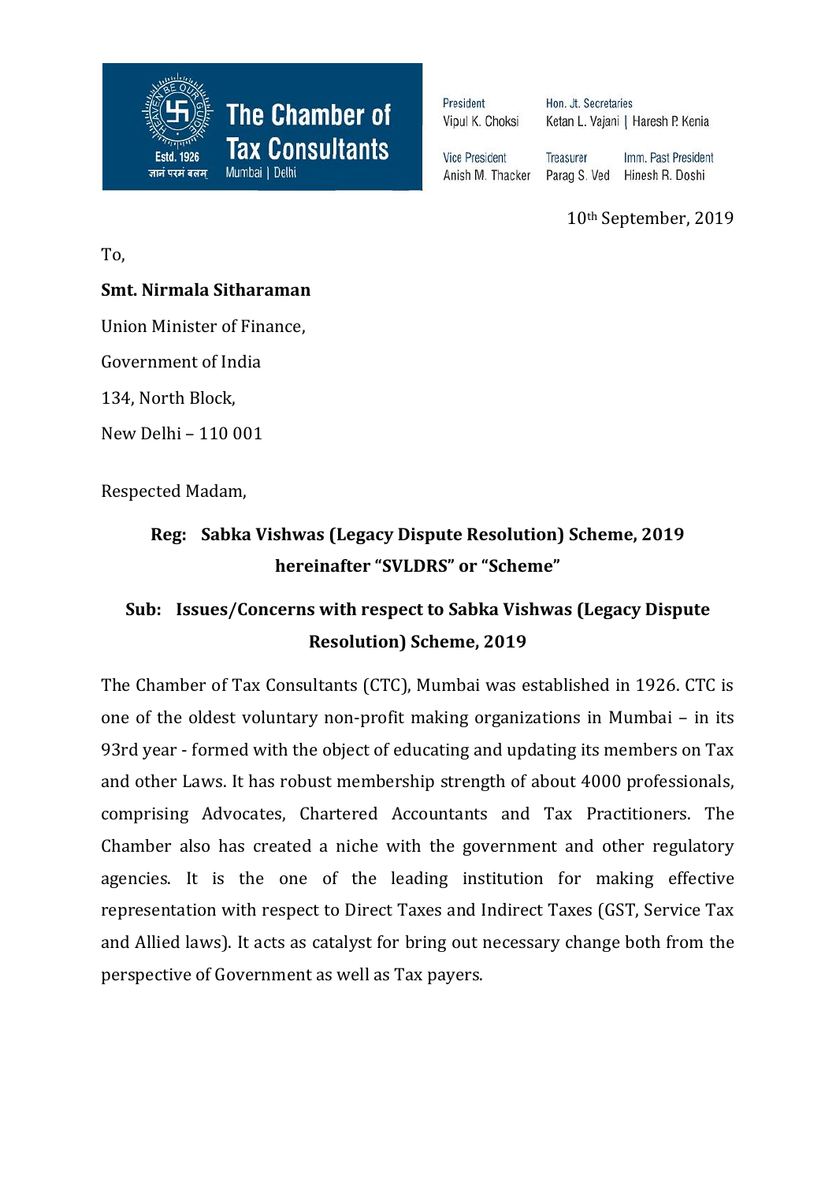**The Chamber of Tax Consultants**
Estd. 1926
ज्ञानं परमं बलम्
Mumbai | Delhi

President: Vipul K. Choksi
Hon. Jt. Secretaries: Ketan L. Vajani | Haresh P. Kenia
Vice President: Anish M. Thacker
Treasurer: Parag S. Ved
Imm. Past President: Hinesh R. Doshi

10th September, 2019

To,

**Smt. Nirmala Sitharaman**

Union Minister of Finance,

Government of India

134, North Block,

New Delhi – 110 001

Respected Madam,

**Reg: Sabka Vishwas (Legacy Dispute Resolution) Scheme, 2019 hereinafter "SVLDRS" or "Scheme"**

**Sub: Issues/Concerns with respect to Sabka Vishwas (Legacy Dispute Resolution) Scheme, 2019**

The Chamber of Tax Consultants (CTC), Mumbai was established in 1926. CTC is one of the oldest voluntary non-profit making organizations in Mumbai – in its 93rd year - formed with the object of educating and updating its members on Tax and other Laws. It has robust membership strength of about 4000 professionals, comprising Advocates, Chartered Accountants and Tax Practitioners. The Chamber also has created a niche with the government and other regulatory agencies. It is the one of the leading institution for making effective representation with respect to Direct Taxes and Indirect Taxes (GST, Service Tax and Allied laws). It acts as catalyst for bring out necessary change both from the perspective of Government as well as Tax payers.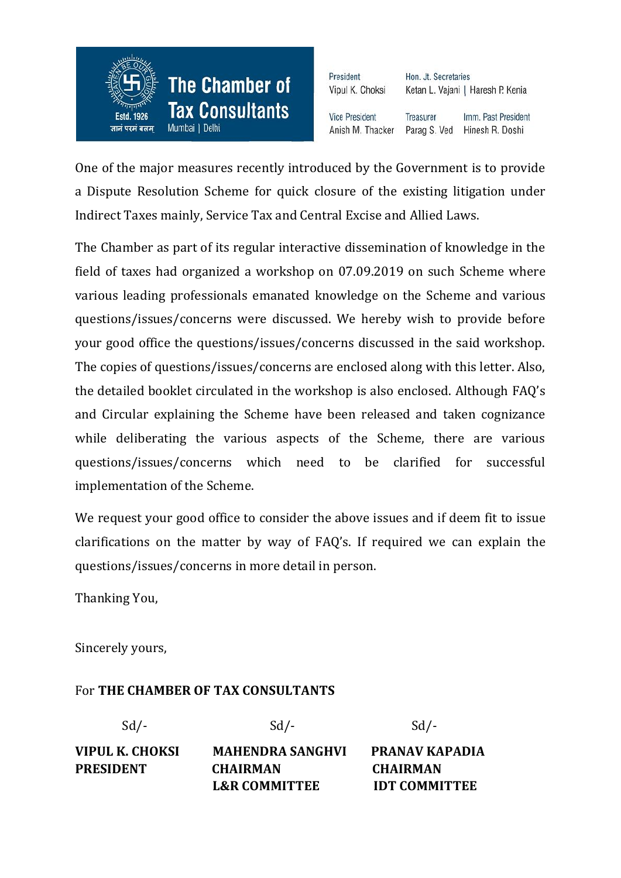**The Chamber of Tax Consultants**
Estd. 1926
ज्ञानं परमं बलम्
Mumbai | Delhi

President
Vipul K. Choksi

Hon. Jt. Secretaries
Ketan L. Vajani | Haresh P. Kenia

Vice President
Anish M. Thacker

Treasurer
Parag S. Ved

Imm. Past President
Hinesh R. Doshi

One of the major measures recently introduced by the Government is to provide a Dispute Resolution Scheme for quick closure of the existing litigation under Indirect Taxes mainly, Service Tax and Central Excise and Allied Laws.

The Chamber as part of its regular interactive dissemination of knowledge in the field of taxes had organized a workshop on 07.09.2019 on such Scheme where various leading professionals emanated knowledge on the Scheme and various questions/issues/concerns were discussed. We hereby wish to provide before your good office the questions/issues/concerns discussed in the said workshop. The copies of questions/issues/concerns are enclosed along with this letter. Also, the detailed booklet circulated in the workshop is also enclosed. Although FAQ's and Circular explaining the Scheme have been released and taken cognizance while deliberating the various aspects of the Scheme, there are various questions/issues/concerns which need to be clarified for successful implementation of the Scheme.

We request your good office to consider the above issues and if deem fit to issue clarifications on the matter by way of FAQ's. If required we can explain the questions/issues/concerns in more detail in person.

Thanking You,

Sincerely yours,

For **THE CHAMBER OF TAX CONSULTANTS**

| Sd/- | Sd/- | Sd/- |
|---|---|---|
| **VIPUL K. CHOKSI** | **MAHENDRA SANGHVI** | **PRANAV KAPADIA** |
| **PRESIDENT** | **CHAIRMAN** | **CHAIRMAN** |
| | **L&R COMMITTEE** | **IDT COMMITTEE** |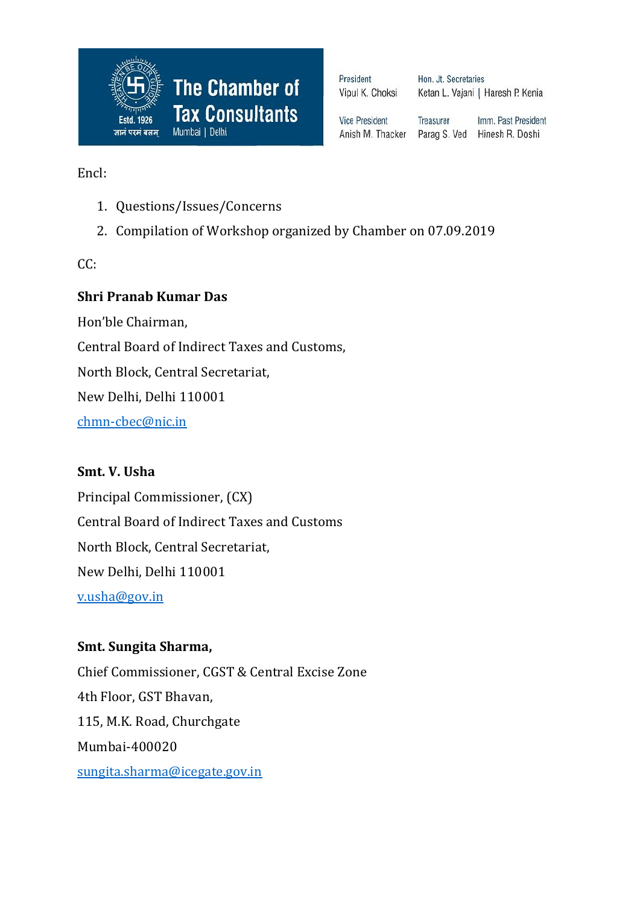Encl:

1. Questions/Issues/Concerns
2. Compilation of Workshop organized by Chamber on 07.09.2019

CC:

**Shri Pranab Kumar Das**

Hon'ble Chairman,

Central Board of Indirect Taxes and Customs,

North Block, Central Secretariat,

New Delhi, Delhi 110001

chmn-cbec@nic.in

**Smt. V. Usha**

Principal Commissioner, (CX)

Central Board of Indirect Taxes and Customs

North Block, Central Secretariat,

New Delhi, Delhi 110001

v.usha@gov.in

**Smt. Sungita Sharma,**

Chief Commissioner, CGST & Central Excise Zone

4th Floor, GST Bhavan,

115, M.K. Road, Churchgate

Mumbai-400020

sungita.sharma@icegate.gov.in